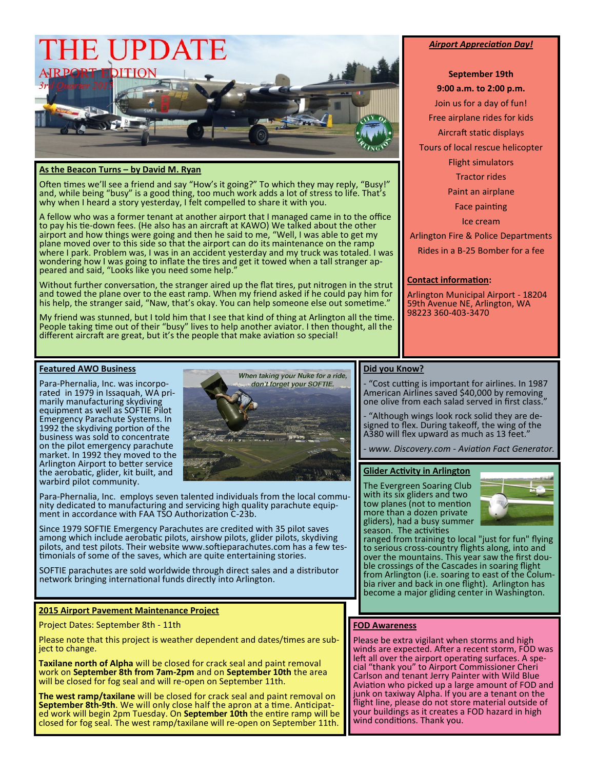# THE UPDATE

## AIRPORT EDITION

*3rd Quarter 2015*

### As the Beacon Turns – by David M. Ryan

Often times we'll see a friend and say "How's it going?" To which they may reply, "Busy!" and, while being "busy" is a good thing, too much work adds a lot of stress to life. That's why when I heard a story yesterday, I felt compelled to share it with you.

A fellow who was a former tenant at another airport that I managed came in to the office to pay his tie-down fees. (He also has an aircraft at KAWO) We talked about the other airport and how things were going and then he said to me, "Well, I was able to get my plane moved over to this side so that the airport can do its maintenance on the ramp where I park. Problem was, I was in an accident yesterday and my truck was totaled. I was wondering how I was going to inflate the tires and get it towed when a tall stranger appeared and said, "Looks like you need some help."

Without further conversation, the stranger aired up the flat tires, put nitrogen in the strut and towed the plane over to the east ramp. When my friend asked if he could pay him for his help, the stranger said, "Naw, that's okay. You can help someone else out sometime."

My friend was stunned, but I told him that I see that kind of thing at Arlington all the time. People taking time out of their "busy" lives to help another aviator. I then thought, all the different aircraft are great, but it's the people that make aviation so special!

### Airport Appreciation Day!

**September 19th**

**9:00 a.m. to 2:00 p.m.**

Join us for a day of fun!

Free airplane rides for kids

Aircraft static displays

Tours of local rescue helicopter

Flight simulators

Tractor rides

Paint an airplane

Face painting

Ice cream

Arlington Fire & Police Departments

Rides in a B-25 Bomber for a fee

**Contact information:**

Arlington Municipal Airport - 18204 59th Avenue NE, Arlington, WA 98223 360-403-3470

### Featured AWO Business

*When taking your Nuke for a ride, don't forget your SOFTIE.*

Para-Phernalia, Inc. was incorporated in 1979 in Issaquah, WA primarily manufacturing skydiving equipment as well as SOFTIE Pilot Emergency Parachute Systems. In 1992 the skydiving portion of the business was sold to concentrate on the pilot emergency parachute market. In 1992 they moved to the Arlington Airport to better service the aerobatic, glider, kit built, and warbird pilot community.

Para-Phernalia, Inc. employs seven talented individuals from the local community dedicated to manufacturing and servicing high quality parachute equipment in accordance with FAA TSO Authorization C-23b.

Since 1979 SOFTIE Emergency Parachutes are credited with 35 pilot saves among which include aerobatic pilots, airshow pilots, glider pilots, skydiving pilots, and test pilots. Their website www.softieparachutes.com has a few testimonials of some of the saves, which are quite entertaining stories.

SOFTIE parachutes are sold worldwide through direct sales and a distributor network bringing international funds directly into Arlington.

### Did you Know?

- "Cost cutting is important for airlines. In 1987 American Airlines saved $40,000 by removing one olive from each salad served in first class."

- "Although wings look rock solid they are designed to flex. During takeoff, the wing of the A380 will flex upward as much as 13 feet."

*- www. Discovery.com - Aviation Fact Generator.*

### Glider Activity in Arlington

The Evergreen Soaring Club with its six gliders and two tow planes (not to mention more than a dozen private gliders), had a busy summer season. The activities ranged from training to local "just for fun" flying to serious cross-country flights along, into and over the mountains. This year saw the first double crossings of the Cascades in soaring flight from Arlington (i.e. soaring to east of the Columbia river and back in one flight). Arlington has become a major gliding center in Washington.

### 2015 Airport Pavement Maintenance Project

Project Dates: September 8th - 11th

Please note that this project is weather dependent and dates/times are subject to change.

**Taxilane north of Alpha** will be closed for crack seal and paint removal work on **September 8th from 7am-2pm** and on **September 10th** the area will be closed for fog seal and will re-open on September 11th.

**The west ramp/taxilane** will be closed for crack seal and paint removal on **September 8th-9th**. We will only close half the apron at a time. Anticipated work will begin 2pm Tuesday. On **September 10th** the entire ramp will be closed for fog seal. The west ramp/taxilane will re-open on September 11th.

### FOD Awareness

Please be extra vigilant when storms and high winds are expected. After a recent storm, FOD was left all over the airport operating surfaces. A special "thank you" to Airport Commissioner Cheri Carlson and tenant Jerry Painter with Wild Blue Aviation who picked up a large amount of FOD and junk on taxiway Alpha. If you are a tenant on the flight line, please do not store material outside of your buildings as it creates a FOD hazard in high wind conditions. Thank you.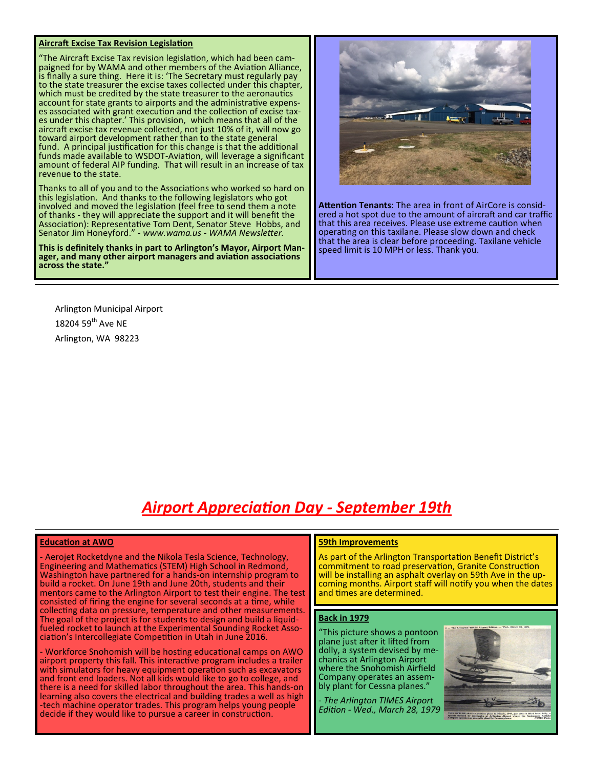### Aircraft Excise Tax Revision Legislation

"The Aircraft Excise Tax revision legislation, which had been campaigned for by WAMA and other members of the Aviation Alliance, is finally a sure thing. Here it is: 'The Secretary must regularly pay to the state treasurer the excise taxes collected under this chapter, which must be credited by the state treasurer to the aeronautics account for state grants to airports and the administrative expenses associated with grant execution and the collection of excise taxes under this chapter.' This provision, which means that all of the aircraft excise tax revenue collected, not just 10% of it, will now go toward airport development rather than to the state general fund. A principal justification for this change is that the additional funds made available to WSDOT-Aviation, will leverage a significant amount of federal AIP funding. That will result in an increase of tax revenue to the state.

Thanks to all of you and to the Associations who worked so hard on this legislation. And thanks to the following legislators who got involved and moved the legislation (feel free to send them a note of thanks - they will appreciate the support and it will benefit the Association): Representative Tom Dent, Senator Steve Hobbs, and Senator Jim Honeyford." - *www.wama.us - WAMA Newsletter.*

**This is definitely thanks in part to Arlington's Mayor, Airport Manager, and many other airport managers and aviation associations across the state."**

**Attention Tenants**: The area in front of AirCore is considered a hot spot due to the amount of aircraft and car traffic that this area receives. Please use extreme caution when operating on this taxilane. Please slow down and check that the area is clear before proceeding. Taxilane vehicle speed limit is 10 MPH or less. Thank you.

Arlington Municipal Airport
18204 59th Ave NE
Arlington, WA 98223

## *Airport Appreciation Day - September 19th*

### Education at AWO

- Aerojet Rocketdyne and the Nikola Tesla Science, Technology, Engineering and Mathematics (STEM) High School in Redmond, Washington have partnered for a hands-on internship program to build a rocket. On June 19th and June 20th, students and their mentors came to the Arlington Airport to test their engine. The test consisted of firing the engine for several seconds at a time, while collecting data on pressure, temperature and other measurements. The goal of the project is for students to design and build a liquid-fueled rocket to launch at the Experimental Sounding Rocket Association's Intercollegiate Competition in Utah in June 2016.

- Workforce Snohomish will be hosting educational camps on AWO airport property this fall. This interactive program includes a trailer with simulators for heavy equipment operation such as excavators and front end loaders. Not all kids would like to go to college, and there is a need for skilled labor throughout the area. This hands-on learning also covers the electrical and building trades a well as high-tech machine operator trades. This program helps young people decide if they would like to pursue a career in construction.

### 59th Improvements

As part of the Arlington Transportation Benefit District's commitment to road preservation, Granite Construction will be installing an asphalt overlay on 59th Ave in the upcoming months. Airport staff will notify you when the dates and times are determined.

### Back in 1979

"This picture shows a pontoon plane just after it lifted from dolly, a system devised by mechanics at Arlington Airport where the Snohomish Airfield Company operates an assembly plant for Cessna planes."

*- The Arlington TIMES Airport Edition - Wed., March 28, 1979*